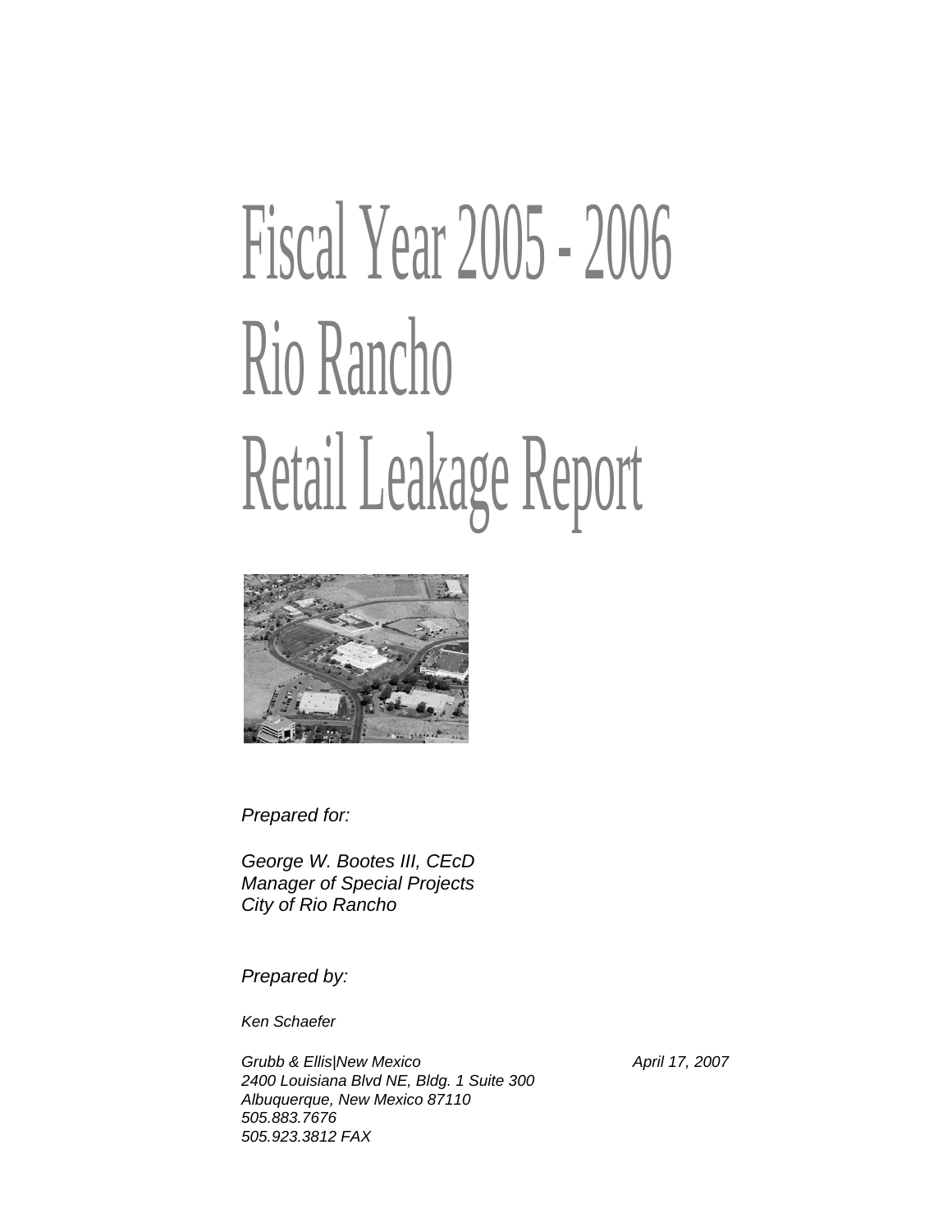# Fiscal Year 2005 - 2006
# Rio Rancho
# Retail Leakage Report

*Prepared for:*

*George W. Bootes III, CEcD*
*Manager of Special Projects*
*City of Rio Rancho*

*Prepared by:*

*Ken Schaefer*

*Grubb & Ellis|New Mexico*
*2400 Louisiana Blvd NE, Bldg. 1 Suite 300*
*Albuquerque, New Mexico 87110*
*505.883.7676*
*505.923.3812 FAX*

*April 17, 2007*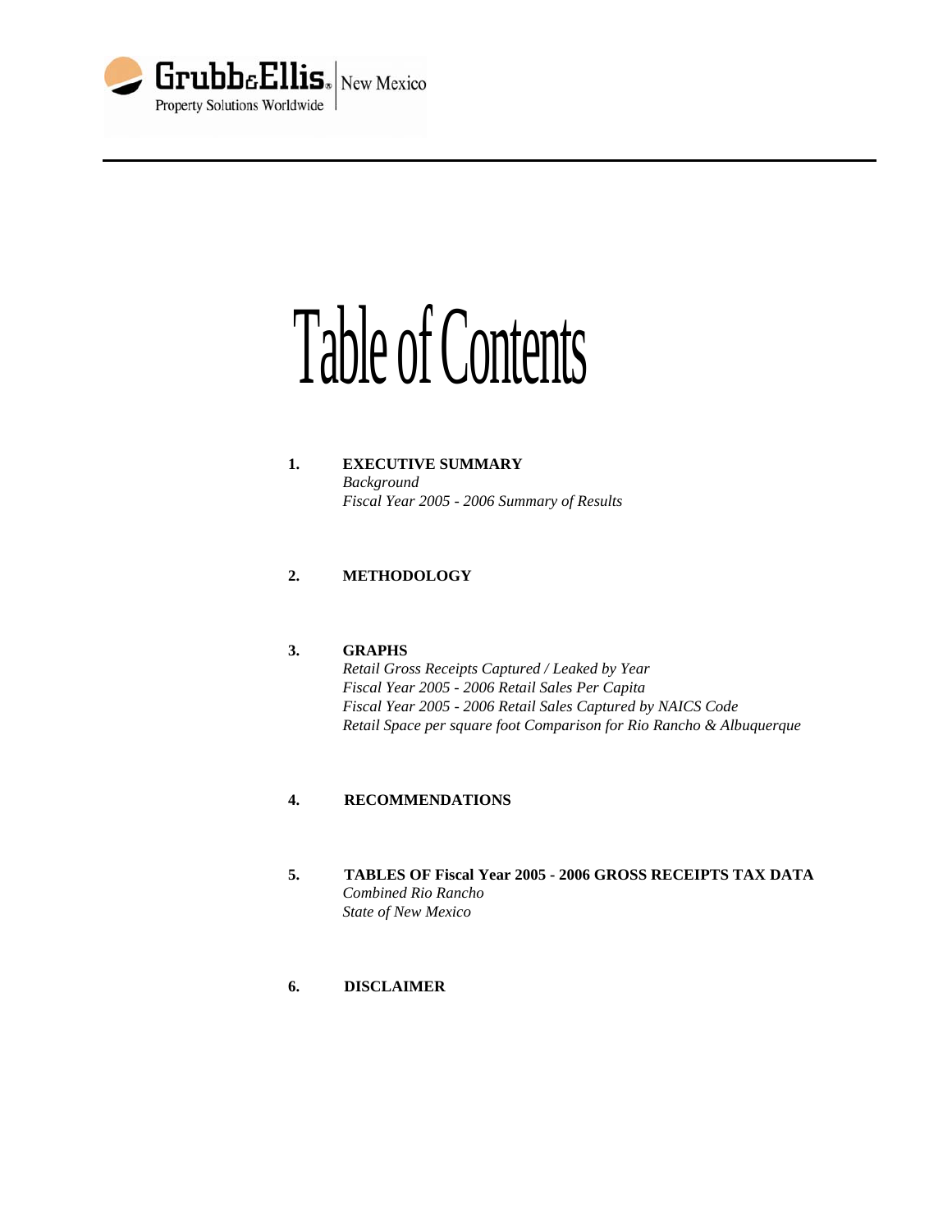# Table of Contents

1. **EXECUTIVE SUMMARY**
   *Background*
   *Fiscal Year 2005 - 2006 Summary of Results*

2. **METHODOLOGY**

3. **GRAPHS**
   *Retail Gross Receipts Captured / Leaked by Year*
   *Fiscal Year 2005 - 2006 Retail Sales Per Capita*
   *Fiscal Year 2005 - 2006 Retail Sales Captured by NAICS Code*
   *Retail Space per square foot Comparison for Rio Rancho & Albuquerque*

4. **RECOMMENDATIONS**

5. **TABLES OF Fiscal Year 2005 - 2006 GROSS RECEIPTS TAX DATA**
   *Combined Rio Rancho*
   *State of New Mexico*

6. **DISCLAIMER**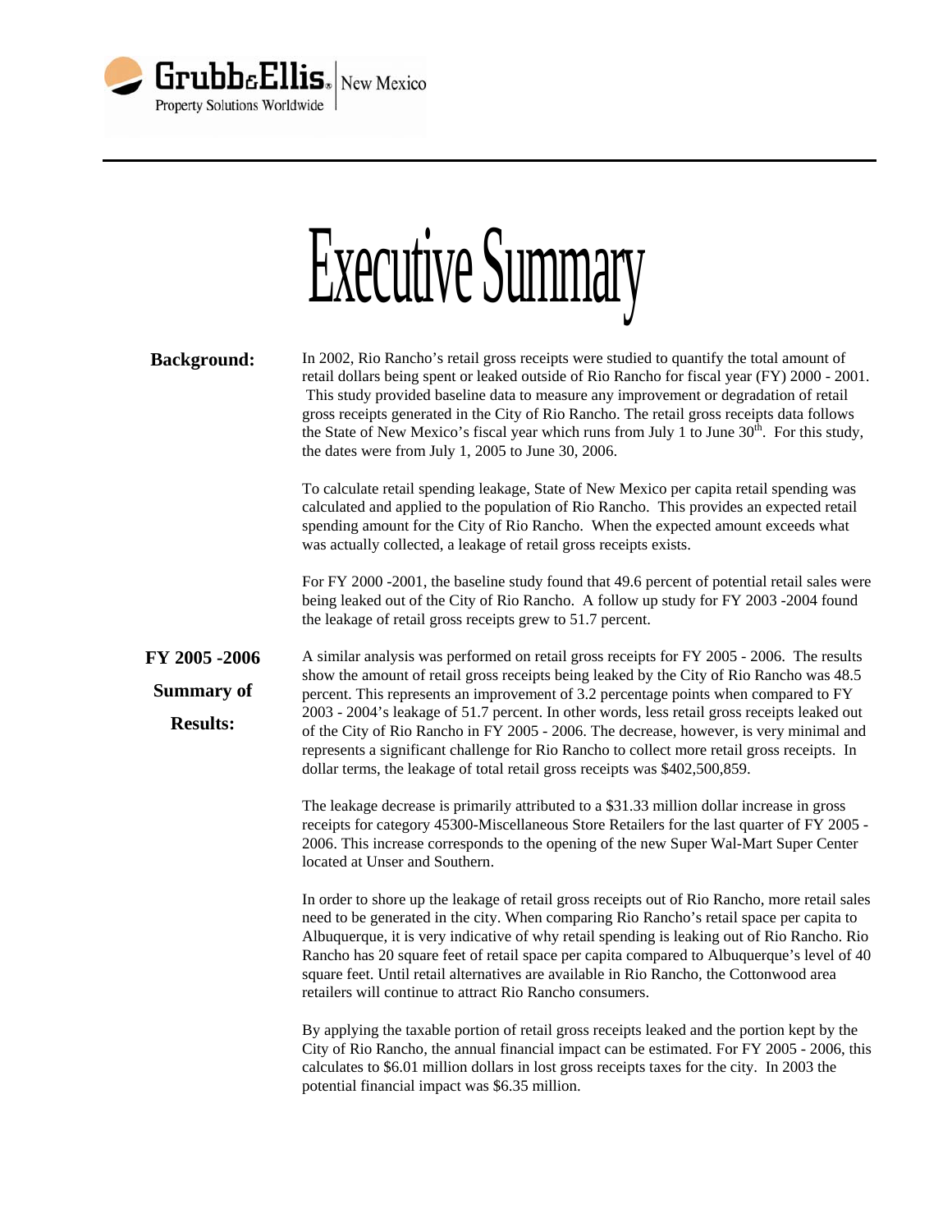# Executive Summary

**Background:**

In 2002, Rio Rancho's retail gross receipts were studied to quantify the total amount of retail dollars being spent or leaked outside of Rio Rancho for fiscal year (FY) 2000 - 2001. This study provided baseline data to measure any improvement or degradation of retail gross receipts generated in the City of Rio Rancho. The retail gross receipts data follows the State of New Mexico's fiscal year which runs from July 1 to June 30th. For this study, the dates were from July 1, 2005 to June 30, 2006.

To calculate retail spending leakage, State of New Mexico per capita retail spending was calculated and applied to the population of Rio Rancho. This provides an expected retail spending amount for the City of Rio Rancho. When the expected amount exceeds what was actually collected, a leakage of retail gross receipts exists.

For FY 2000 -2001, the baseline study found that 49.6 percent of potential retail sales were being leaked out of the City of Rio Rancho. A follow up study for FY 2003 -2004 found the leakage of retail gross receipts grew to 51.7 percent.

**FY 2005 -2006 Summary of Results:**

A similar analysis was performed on retail gross receipts for FY 2005 - 2006. The results show the amount of retail gross receipts being leaked by the City of Rio Rancho was 48.5 percent. This represents an improvement of 3.2 percentage points when compared to FY 2003 - 2004's leakage of 51.7 percent. In other words, less retail gross receipts leaked out of the City of Rio Rancho in FY 2005 - 2006. The decrease, however, is very minimal and represents a significant challenge for Rio Rancho to collect more retail gross receipts. In dollar terms, the leakage of total retail gross receipts was $402,500,859.

The leakage decrease is primarily attributed to a $31.33 million dollar increase in gross receipts for category 45300-Miscellaneous Store Retailers for the last quarter of FY 2005 - 2006. This increase corresponds to the opening of the new Super Wal-Mart Super Center located at Unser and Southern.

In order to shore up the leakage of retail gross receipts out of Rio Rancho, more retail sales need to be generated in the city. When comparing Rio Rancho's retail space per capita to Albuquerque, it is very indicative of why retail spending is leaking out of Rio Rancho. Rio Rancho has 20 square feet of retail space per capita compared to Albuquerque's level of 40 square feet. Until retail alternatives are available in Rio Rancho, the Cottonwood area retailers will continue to attract Rio Rancho consumers.

By applying the taxable portion of retail gross receipts leaked and the portion kept by the City of Rio Rancho, the annual financial impact can be estimated. For FY 2005 - 2006, this calculates to $6.01 million dollars in lost gross receipts taxes for the city. In 2003 the potential financial impact was $6.35 million.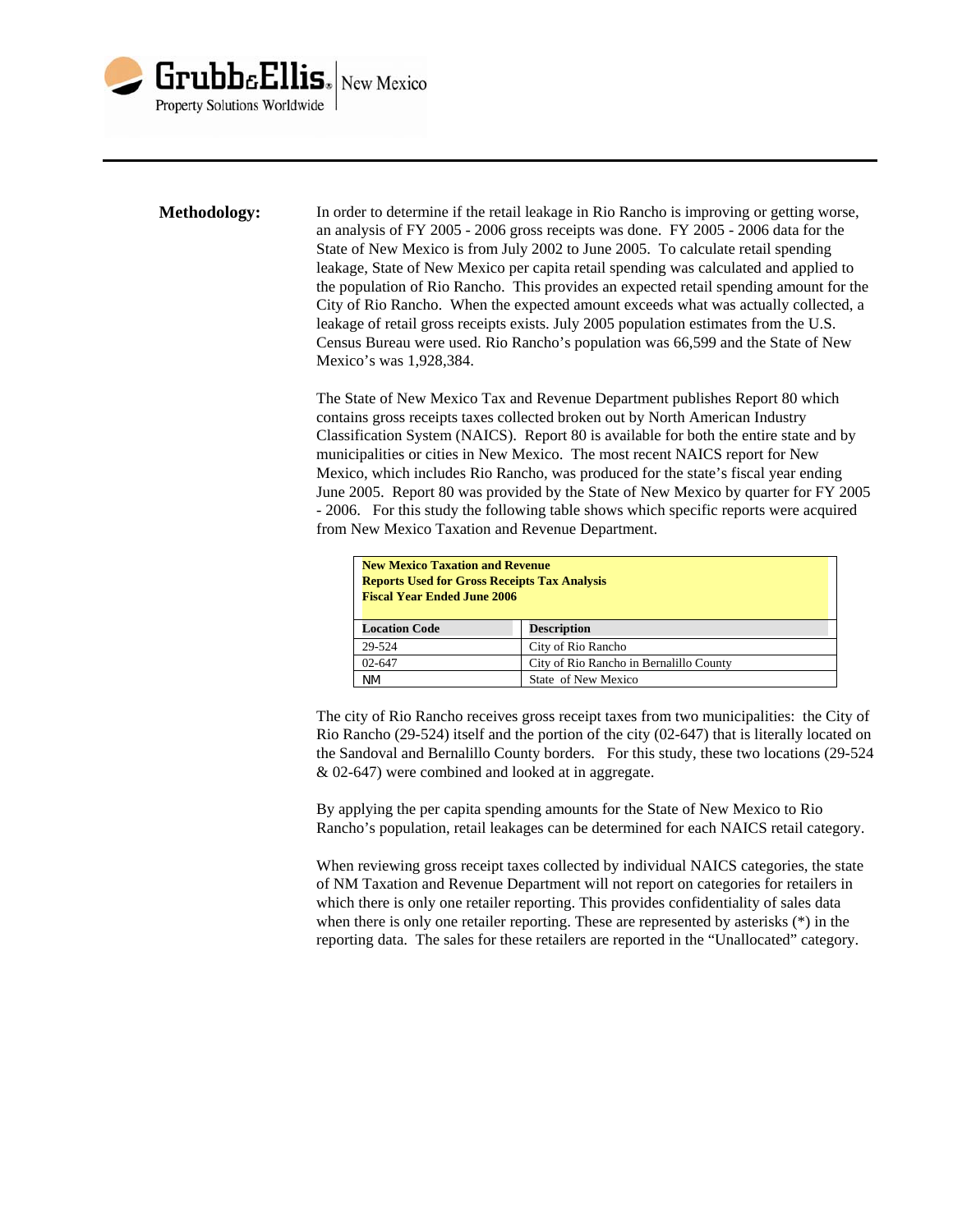**Methodology:**

In order to determine if the retail leakage in Rio Rancho is improving or getting worse, an analysis of FY 2005 - 2006 gross receipts was done. FY 2005 - 2006 data for the State of New Mexico is from July 2002 to June 2005. To calculate retail spending leakage, State of New Mexico per capita retail spending was calculated and applied to the population of Rio Rancho. This provides an expected retail spending amount for the City of Rio Rancho. When the expected amount exceeds what was actually collected, a leakage of retail gross receipts exists. July 2005 population estimates from the U.S. Census Bureau were used. Rio Rancho's population was 66,599 and the State of New Mexico's was 1,928,384.

The State of New Mexico Tax and Revenue Department publishes Report 80 which contains gross receipts taxes collected broken out by North American Industry Classification System (NAICS). Report 80 is available for both the entire state and by municipalities or cities in New Mexico. The most recent NAICS report for New Mexico, which includes Rio Rancho, was produced for the state's fiscal year ending June 2005. Report 80 was provided by the State of New Mexico by quarter for FY 2005 - 2006. For this study the following table shows which specific reports were acquired from New Mexico Taxation and Revenue Department.

**New Mexico Taxation and Revenue**
**Reports Used for Gross Receipts Tax Analysis**
**Fiscal Year Ended June 2006**

| Location Code | Description |
|---|---|
| 29-524 | City of Rio Rancho |
| 02-647 | City of Rio Rancho in Bernalillo County |
| NM | State of New Mexico |

The city of Rio Rancho receives gross receipt taxes from two municipalities: the City of Rio Rancho (29-524) itself and the portion of the city (02-647) that is literally located on the Sandoval and Bernalillo County borders. For this study, these two locations (29-524 & 02-647) were combined and looked at in aggregate.

By applying the per capita spending amounts for the State of New Mexico to Rio Rancho's population, retail leakages can be determined for each NAICS retail category.

When reviewing gross receipt taxes collected by individual NAICS categories, the state of NM Taxation and Revenue Department will not report on categories for retailers in which there is only one retailer reporting. This provides confidentiality of sales data when there is only one retailer reporting. These are represented by asterisks (*) in the reporting data. The sales for these retailers are reported in the "Unallocated" category.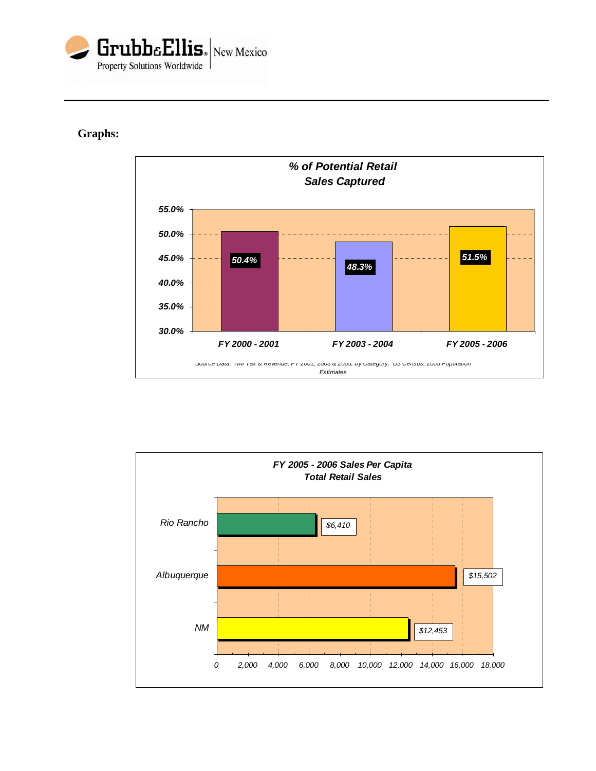**Graphs:**

*% of Potential Retail*
*Sales Captured*

55.0%
50.0%
45.0%
40.0%
35.0%
30.0%

50.4%
48.3%
51.5%

FY 2000 - 2001
FY 2003 - 2004
FY 2005 - 2006

*Source Data: NM Tax & Revenue, FY 2001, 2003 & 2005, by Category, US Census, 2005 Population Estimates*

*FY 2005 - 2006 Sales Per Capita*
*Total Retail Sales*

Rio Rancho
$6,410

Albuquerque
$15,502

NM
$12,453

0
2,000
4,000
6,000
8,000
10,000
12,000
14,000
16,000
18,000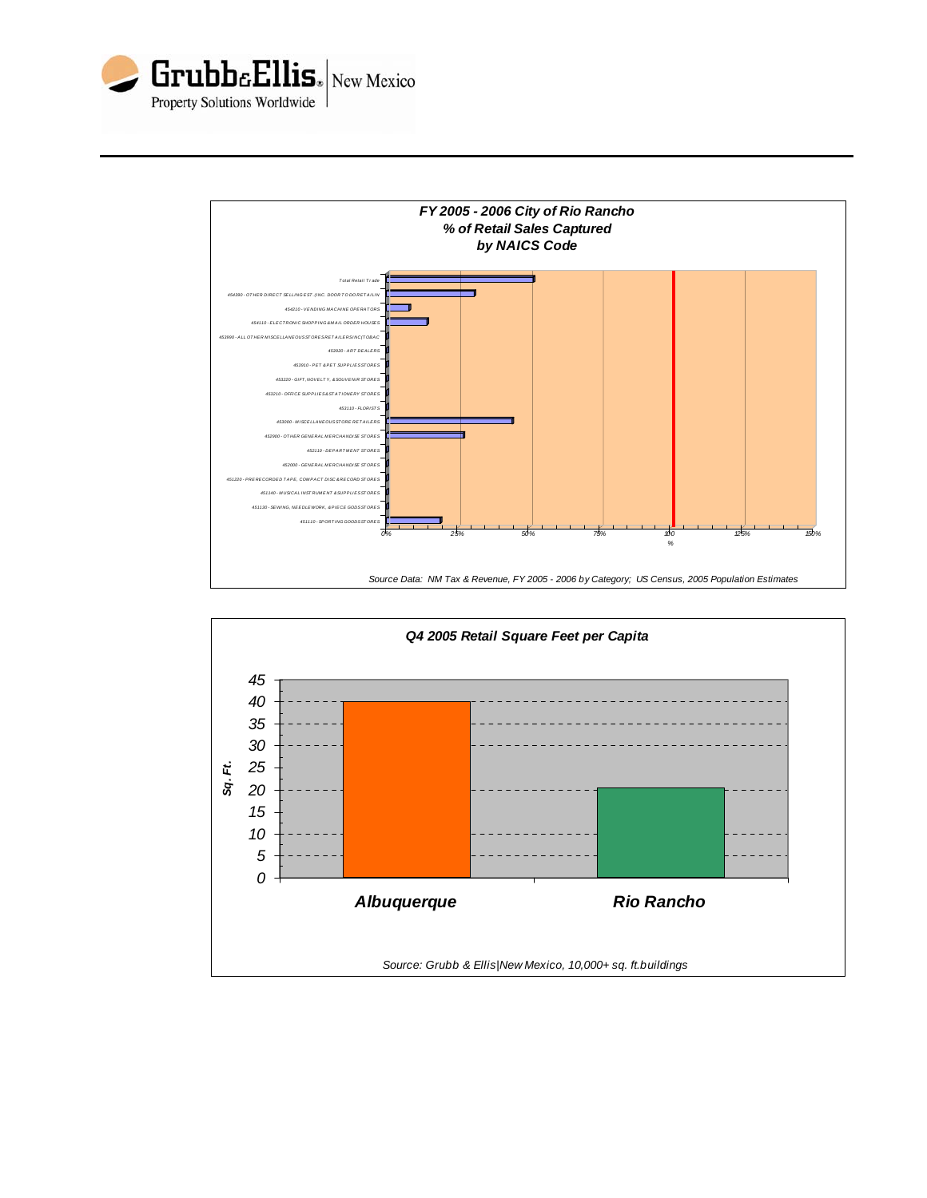**FY 2005 - 2006 City of Rio Rancho**
**% of Retail Sales Captured**
**by NAICS Code**

Total Retail Trade
454390 - OTHER DIRECT SELLING EST (INC. DOOR TO DO RETAILIN
454210 - VENDING MACHINE OPERATORS
454110 - ELECTRONIC SHOPPING & MAIL ORDER HOUSES
453990 - ALL OTHER MISCELLANEOUS STORES RETAILERS (INC TOBAC
453920 - ART DEALERS
453910 - PET & PET SUPPLIES STORES
453220 - GIFT, NOVELTY, & SOUVENIR STORES
453210 - OFFICE SUPPLIES & STATIONERY STORES
453110 - FLORISTS
453000 - MISCELLANEOUS STORE RETAILERS
452900 - OTHER GENERAL MERCHANDISE STORES
452110 - DEPARTMENT STORES
452000 - GENERAL MERCHANDISE STORES
451220 - PRERECORDED TAPE, COMPACT DISC & RECORD STORES
451140 - MUSICAL INSTRUMENT & SUPPLIES STORES
451130 - SEWING, NEEDLEWORK, & PIECE GOODS STORES
451110 - SPORTING GOODS STORES

0%
25%
50%
75%
100
125%
150%
%

*Source Data: NM Tax & Revenue, FY 2005 - 2006 by Category; US Census, 2005 Population Estimates*

**Q4 2005 Retail Square Feet per Capita**

Sq. Ft.
45
40
35
30
25
20
15
10
5
0

Albuquerque
Rio Rancho

*Source: Grubb & Ellis|New Mexico, 10,000+ sq. ft.buildings*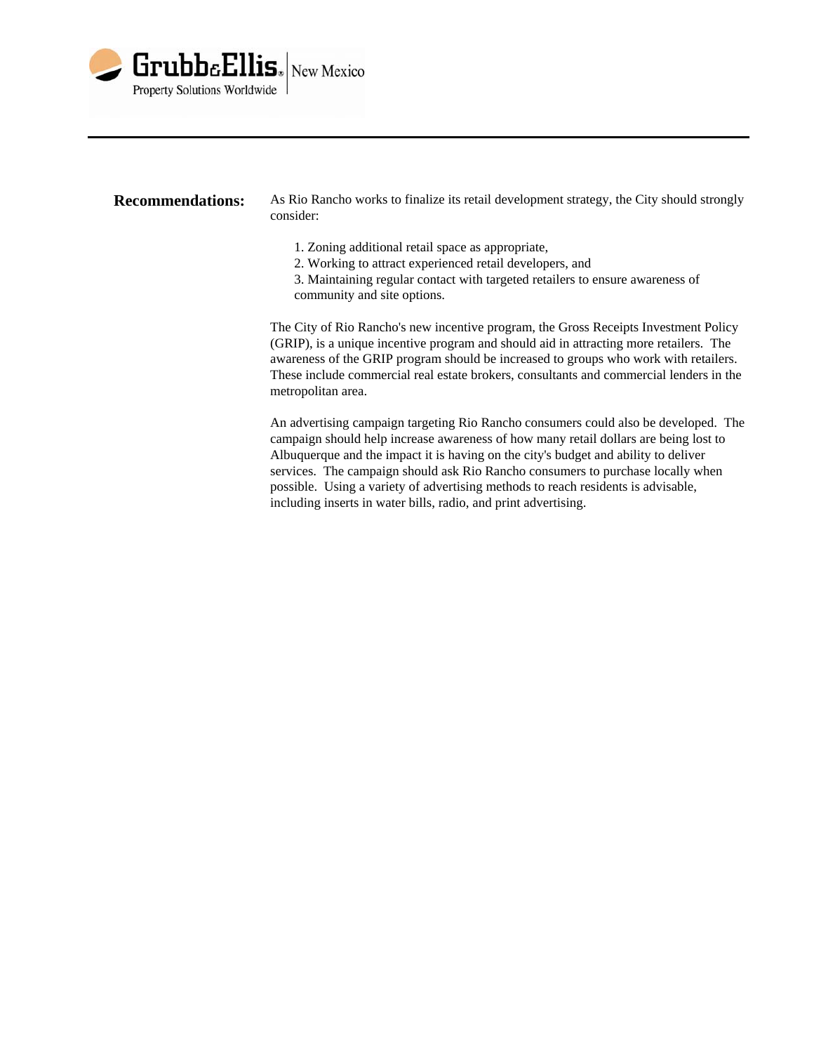**Recommendations:**

As Rio Rancho works to finalize its retail development strategy, the City should strongly consider:

1. Zoning additional retail space as appropriate,
2. Working to attract experienced retail developers, and
3. Maintaining regular contact with targeted retailers to ensure awareness of community and site options.

The City of Rio Rancho's new incentive program, the Gross Receipts Investment Policy (GRIP), is a unique incentive program and should aid in attracting more retailers. The awareness of the GRIP program should be increased to groups who work with retailers. These include commercial real estate brokers, consultants and commercial lenders in the metropolitan area.

An advertising campaign targeting Rio Rancho consumers could also be developed. The campaign should help increase awareness of how many retail dollars are being lost to Albuquerque and the impact it is having on the city's budget and ability to deliver services. The campaign should ask Rio Rancho consumers to purchase locally when possible. Using a variety of advertising methods to reach residents is advisable, including inserts in water bills, radio, and print advertising.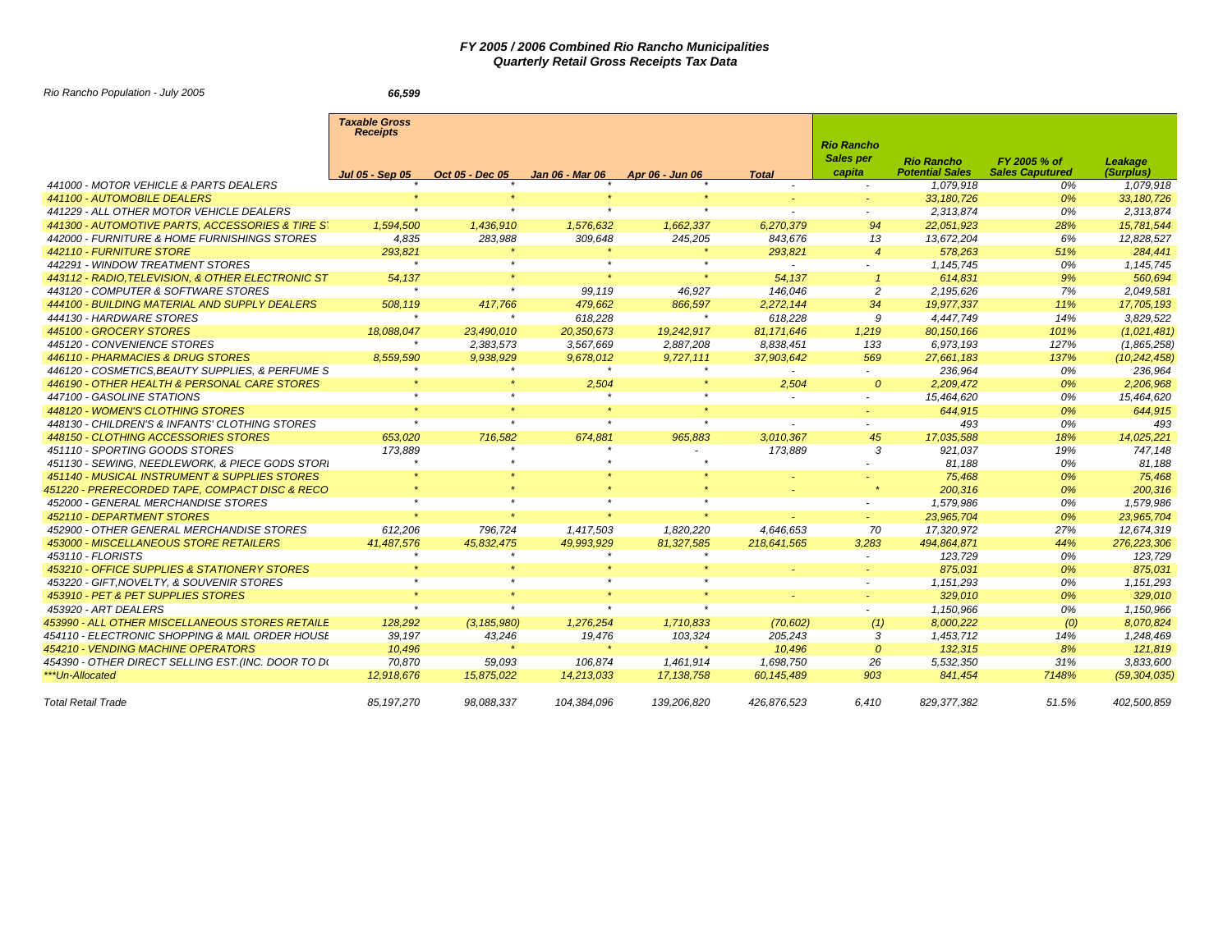# FY 2005 / 2006 Combined Rio Rancho Municipalities
## Quarterly Retail Gross Receipts Tax Data

Rio Rancho Population - July 2005 **66,599**

| | Taxable Gross Receipts | | | | | | | | |
|---|---|---|---|---|---|---|---|---|---|
| | Jul 05 - Sep 05 | Oct 05 - Dec 05 | Jan 06 - Mar 06 | Apr 06 - Jun 06 | Total | Rio Rancho Sales per capita | Rio Rancho Potential Sales | FY 2005 % of Sales Caputured | Leakage (Surplus) |
| 441000 - MOTOR VEHICLE & PARTS DEALERS | * | * | * | * | - | - | 1,079,918 | 0% | 1,079,918 |
| 441100 - AUTOMOBILE DEALERS | * | * | * | * | - | - | 33,180,726 | 0% | 33,180,726 |
| 441229 - ALL OTHER MOTOR VEHICLE DEALERS | * | * | * | * | - | - | 2,313,874 | 0% | 2,313,874 |
| 441300 - AUTOMOTIVE PARTS, ACCESSORIES & TIRE S | 1,594,500 | 1,436,910 | 1,576,632 | 1,662,337 | 6,270,379 | 94 | 22,051,923 | 28% | 15,781,544 |
| 442000 - FURNITURE & HOME FURNISHINGS STORES | 4,835 | 283,988 | 309,648 | 245,205 | 843,676 | 13 | 13,672,204 | 6% | 12,828,527 |
| 442110 - FURNITURE STORE | 293,821 | * | * | * | 293,821 | 4 | 578,263 | 51% | 284,441 |
| 442291 - WINDOW TREATMENT STORES | * | * | * | * | - | - | 1,145,745 | 0% | 1,145,745 |
| 443112 - RADIO,TELEVISION, & OTHER ELECTRONIC ST | 54,137 | * | * | * | 54,137 | 1 | 614,831 | 9% | 560,694 |
| 443120 - COMPUTER & SOFTWARE STORES | * | * | 99,119 | 46,927 | 146,046 | 2 | 2,195,626 | 7% | 2,049,581 |
| 444100 - BUILDING MATERIAL AND SUPPLY DEALERS | 508,119 | 417,766 | 479,662 | 866,597 | 2,272,144 | 34 | 19,977,337 | 11% | 17,705,193 |
| 444130 - HARDWARE STORES | * | * | 618,228 | * | 618,228 | 9 | 4,447,749 | 14% | 3,829,522 |
| 445100 - GROCERY STORES | 18,088,047 | 23,490,010 | 20,350,673 | 19,242,917 | 81,171,646 | 1,219 | 80,150,166 | 101% | (1,021,481) |
| 445120 - CONVENIENCE STORES | * | 2,383,573 | 3,567,669 | 2,887,208 | 8,838,451 | 133 | 6,973,193 | 127% | (1,865,258) |
| 446110 - PHARMACIES & DRUG STORES | 8,559,590 | 9,938,929 | 9,678,012 | 9,727,111 | 37,903,642 | 569 | 27,661,183 | 137% | (10,242,458) |
| 446120 - COSMETICS,BEAUTY SUPPLIES, & PERFUME S | * | * | * | * | - | - | 236,964 | 0% | 236,964 |
| 446190 - OTHER HEALTH & PERSONAL CARE STORES | * | * | 2,504 | * | 2,504 | 0 | 2,209,472 | 0% | 2,206,968 |
| 447100 - GASOLINE STATIONS | * | * | * | * | - | - | 15,464,620 | 0% | 15,464,620 |
| 448120 - WOMEN'S CLOTHING STORES | * | * | * | * | | - | 644,915 | 0% | 644,915 |
| 448130 - CHILDREN'S & INFANTS' CLOTHING STORES | * | * | * | * | - | - | 493 | 0% | 493 |
| 448150 - CLOTHING ACCESSORIES STORES | 653,020 | 716,582 | 674,881 | 965,883 | 3,010,367 | 45 | 17,035,588 | 18% | 14,025,221 |
| 451110 - SPORTING GOODS STORES | 173,889 | * | * | - | 173,889 | 3 | 921,037 | 19% | 747,148 |
| 451130 - SEWING, NEEDLEWORK, & PIECE GODS STORI | * | * | * | * | | - | 81,188 | 0% | 81,188 |
| 451140 - MUSICAL INSTRUMENT & SUPPLIES STORES | * | * | * | * | - | - | 75,468 | 0% | 75,468 |
| 451220 - PRERECORDED TAPE, COMPACT DISC & RECO | * | * | * | * | - | * | 200,316 | 0% | 200,316 |
| 452000 - GENERAL MERCHANDISE STORES | * | * | * | * | | - | 1,579,986 | 0% | 1,579,986 |
| 452110 - DEPARTMENT STORES | * | * | * | * | - | - | 23,965,704 | 0% | 23,965,704 |
| 452900 - OTHER GENERAL MERCHANDISE STORES | 612,206 | 796,724 | 1,417,503 | 1,820,220 | 4,646,653 | 70 | 17,320,972 | 27% | 12,674,319 |
| 453000 - MISCELLANEOUS STORE RETAILERS | 41,487,576 | 45,832,475 | 49,993,929 | 81,327,585 | 218,641,565 | 3,283 | 494,864,871 | 44% | 276,223,306 |
| 453110 - FLORISTS | * | * | * | * | | - | 123,729 | 0% | 123,729 |
| 453210 - OFFICE SUPPLIES & STATIONERY STORES | * | * | * | * | - | - | 875,031 | 0% | 875,031 |
| 453220 - GIFT,NOVELTY, & SOUVENIR STORES | * | * | * | * | | - | 1,151,293 | 0% | 1,151,293 |
| 453910 - PET & PET SUPPLIES STORES | * | * | * | * | - | - | 329,010 | 0% | 329,010 |
| 453920 - ART DEALERS | * | * | * | * | | - | 1,150,966 | 0% | 1,150,966 |
| 453990 - ALL OTHER MISCELLANEOUS STORES RETAILE | 128,292 | (3,185,980) | 1,276,254 | 1,710,833 | (70,602) | (1) | 8,000,222 | (0) | 8,070,824 |
| 454110 - ELECTRONIC SHOPPING & MAIL ORDER HOUSE | 39,197 | 43,246 | 19,476 | 103,324 | 205,243 | 3 | 1,453,712 | 14% | 1,248,469 |
| 454210 - VENDING MACHINE OPERATORS | 10,496 | * | * | * | 10,496 | 0 | 132,315 | 8% | 121,819 |
| 454390 - OTHER DIRECT SELLING EST.(INC. DOOR TO D( | 70,870 | 59,093 | 106,874 | 1,461,914 | 1,698,750 | 26 | 5,532,350 | 31% | 3,833,600 |
| ***Un-Allocated | 12,918,676 | 15,875,022 | 14,213,033 | 17,138,758 | 60,145,489 | 903 | 841,454 | 7148% | (59,304,035) |
| Total Retail Trade | 85,197,270 | 98,088,337 | 104,384,096 | 139,206,820 | 426,876,523 | 6,410 | 829,377,382 | 51.5% | 402,500,859 |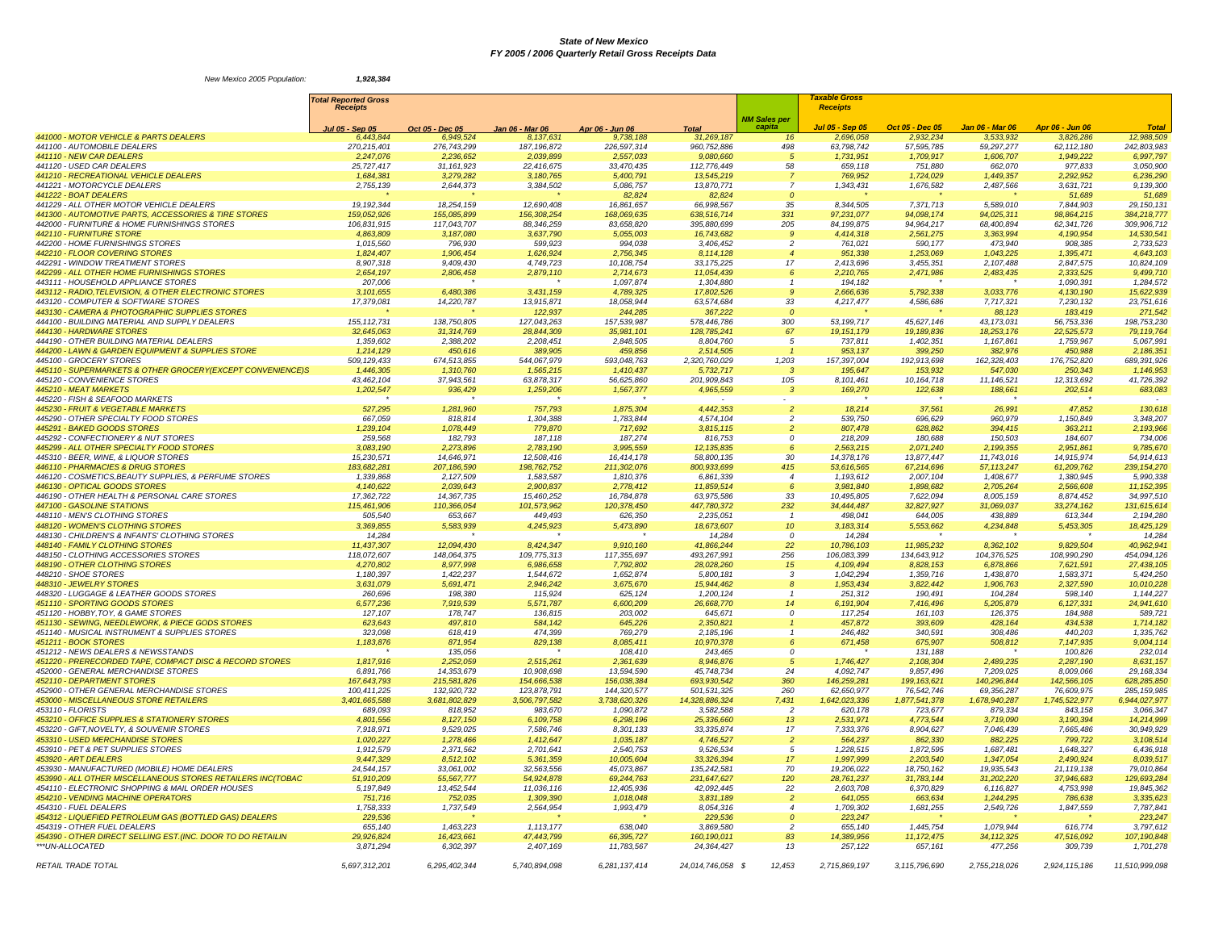# State of New Mexico
## FY 2005 / 2006 Quarterly Retail Gross Receipts Data

New Mexico 2005 Population: **1,928,384**

| | Total Reported Gross Receipts | | | | | | Taxable Gross Receipts | | | | |
|---|---|---|---|---|---|---|---|---|---|---|---|
| | Jul 05 - Sep 05 | Oct 05 - Dec 05 | Jan 06 - Mar 06 | Apr 06 - Jun 06 | Total | NM Sales per capita | Jul 05 - Sep 05 | Oct 05 - Dec 05 | Jan 06 - Mar 06 | Apr 06 - Jun 06 | Total |
| 441000 - MOTOR VEHICLE & PARTS DEALERS | 6,443,844 | 6,949,524 | 8,137,631 | 9,738,188 | 31,269,187 | 16 | 2,696,058 | 2,932,234 | 3,533,932 | 3,826,286 | 12,988,509 |
| 441100 - AUTOMOBILE DEALERS | 270,215,401 | 276,743,299 | 187,196,872 | 226,597,314 | 960,752,886 | 498 | 63,798,742 | 57,595,785 | 59,297,277 | 62,112,180 | 242,803,983 |
| 441110 - NEW CAR DEALERS | 2,247,076 | 2,236,652 | 2,039,899 | 2,557,033 | 9,080,660 | 5 | 1,731,951 | 1,709,917 | 1,606,707 | 1,949,222 | 6,997,797 |
| 441120 - USED CAR DEALERS | 25,727,417 | 31,161,923 | 22,416,675 | 33,470,435 | 112,776,449 | 58 | 659,118 | 751,880 | 662,070 | 977,833 | 3,050,900 |
| 441210 - RECREATIONAL VEHICLE DEALERS | 1,684,381 | 3,279,282 | 3,180,765 | 5,400,791 | 13,545,219 | 7 | 769,952 | 1,724,029 | 1,449,357 | 2,292,952 | 6,236,290 |
| 441221 - MOTORCYCLE DEALERS | 2,755,139 | 2,644,373 | 3,384,502 | 5,086,757 | 13,870,771 | 7 | 1,343,431 | 1,676,582 | 2,487,566 | 3,631,721 | 9,139,300 |
| 441222 - BOAT DEALERS | * | * | * | 82,824 | 82,824 | 0 | * | * | * | 51,689 | 51,689 |
| 441229 - ALL OTHER MOTOR VEHICLE DEALERS | 19,192,344 | 18,254,159 | 12,690,408 | 16,861,657 | 66,998,567 | 35 | 8,344,505 | 7,371,713 | 5,589,010 | 7,844,903 | 29,150,131 |
| 441300 - AUTOMOTIVE PARTS, ACCESSORIES & TIRE STORES | 159,052,926 | 155,085,899 | 156,308,254 | 168,069,635 | 638,516,714 | 331 | 97,231,077 | 94,098,174 | 94,025,311 | 98,864,215 | 384,218,777 |
| 442000 - FURNITURE & HOME FURNISHINGS STORES | 106,831,915 | 117,043,707 | 88,346,259 | 83,658,820 | 395,880,699 | 205 | 84,199,875 | 94,964,217 | 68,400,894 | 62,341,726 | 309,906,712 |
| 442110 - FURNITURE STORE | 4,863,809 | 3,187,080 | 3,637,790 | 5,055,003 | 16,743,682 | 9 | 4,414,318 | 2,561,275 | 3,363,994 | 4,190,954 | 14,530,541 |
| 442200 - HOME FURNISHINGS STORES | 1,015,560 | 796,930 | 599,923 | 994,038 | 3,406,452 | 2 | 761,021 | 590,177 | 473,940 | 908,385 | 2,733,523 |
| 442210 - FLOOR COVERING STORES | 1,824,407 | 1,906,454 | 1,626,924 | 2,756,345 | 8,114,128 | 4 | 951,338 | 1,253,069 | 1,043,225 | 1,395,471 | 4,643,103 |
| 442291 - WINDOW TREATMENT STORES | 8,907,318 | 9,409,430 | 4,749,723 | 10,108,754 | 33,175,225 | 17 | 2,413,696 | 3,455,351 | 2,107,488 | 2,847,575 | 10,824,109 |
| 442299 - ALL OTHER HOME FURNISHINGS STORES | 2,654,197 | 2,806,458 | 2,879,110 | 2,714,673 | 11,054,439 | 6 | 2,210,765 | 2,471,986 | 2,483,435 | 2,333,525 | 9,499,710 |
| 443111 - HOUSEHOLD APPLIANCE STORES | 207,006 | * | * | 1,097,874 | 1,304,880 | 1 | 194,182 | * | * | 1,090,391 | 1,284,572 |
| 443112 - RADIO,TELEVISION, & OTHER ELECTRONIC STORES | 3,101,655 | 6,480,386 | 3,431,159 | 4,789,325 | 17,802,526 | 9 | 2,666,636 | 5,792,338 | 3,033,776 | 4,130,190 | 15,622,939 |
| 443120 - COMPUTER & SOFTWARE STORES | 17,379,081 | 14,220,787 | 13,915,871 | 18,058,944 | 63,574,684 | 33 | 4,217,477 | 4,586,686 | 7,717,321 | 7,230,132 | 23,751,616 |
| 443130 - CAMERA & PHOTOGRAPHIC SUPPLIES STORES | * | * | 122,937 | 244,285 | 367,222 | 0 | * | * | 88,123 | 183,419 | 271,542 |
| 444100 - BUILDING MATERIAL AND SUPPLY DEALERS | 155,112,731 | 138,750,805 | 127,043,263 | 157,539,987 | 578,446,786 | 300 | 53,199,717 | 45,627,146 | 43,173,031 | 56,753,336 | 198,753,230 |
| 444130 - HARDWARE STORES | 32,645,063 | 31,314,769 | 28,844,309 | 35,981,101 | 128,785,241 | 67 | 19,151,179 | 19,189,836 | 18,253,176 | 22,525,573 | 79,119,764 |
| 444190 - OTHER BUILDING MATERIAL DEALERS | 1,359,602 | 2,388,202 | 2,208,451 | 2,848,505 | 8,804,760 | 5 | 737,811 | 1,402,351 | 1,167,861 | 1,759,967 | 5,067,991 |
| 444200 - LAWN & GARDEN EQUIPMENT & SUPPLIES STORE | 1,214,129 | 450,616 | 389,905 | 459,856 | 2,514,505 | 1 | 953,137 | 399,250 | 382,976 | 450,988 | 2,186,351 |
| 445100 - GROCERY STORES | 509,129,433 | 674,513,855 | 544,067,979 | 593,048,763 | 2,320,760,029 | 1,203 | 157,397,004 | 192,913,698 | 162,328,403 | 176,752,820 | 689,391,926 |
| 445110 - SUPERMARKETS & OTHER GROCERY(EXCEPT CONVENIENCE)S | 1,446,305 | 1,310,760 | 1,565,215 | 1,410,437 | 5,732,717 | 3 | 195,647 | 153,932 | 547,030 | 250,343 | 1,146,953 |
| 445120 - CONVENIENCE STORES | 43,462,104 | 37,943,561 | 63,878,317 | 56,625,860 | 201,909,843 | 105 | 8,101,461 | 10,164,718 | 11,146,521 | 12,313,692 | 41,726,392 |
| 445210 - MEAT MARKETS | 1,202,547 | 936,429 | 1,259,206 | 1,567,377 | 4,965,559 | 3 | 169,270 | 122,638 | 188,661 | 202,514 | 683,083 |
| 445220 - FISH & SEAFOOD MARKETS | * | * | * | * | - | - | * | * | * | * | - |
| 445230 - FRUIT & VEGETABLE MARKETS | 527,295 | 1,281,960 | 757,793 | 1,875,304 | 4,442,353 | 2 | 18,214 | 37,561 | 26,991 | 47,852 | 130,618 |
| 445290 - OTHER SPECIALTY FOOD STORES | 667,059 | 818,814 | 1,304,388 | 1,783,844 | 4,574,104 | 2 | 539,750 | 696,629 | 960,979 | 1,150,849 | 3,348,207 |
| 445291 - BAKED GOODS STORES | 1,239,104 | 1,078,449 | 779,870 | 717,692 | 3,815,115 | 2 | 807,478 | 628,862 | 394,415 | 363,211 | 2,193,966 |
| 445292 - CONFECTIONERY & NUT STORES | 259,568 | 182,793 | 187,118 | 187,274 | 816,753 | 0 | 218,209 | 180,688 | 150,503 | 184,607 | 734,006 |
| 445299 - ALL OTHER SPECIALTY FOOD STORES | 3,083,190 | 2,273,896 | 2,783,190 | 3,995,559 | 12,135,835 | 6 | 2,563,215 | 2,071,240 | 2,199,355 | 2,951,861 | 9,785,670 |
| 445310 - BEER, WINE, & LIQUOR STORES | 15,230,571 | 14,646,971 | 12,508,416 | 16,414,178 | 58,800,135 | 30 | 14,378,176 | 13,877,447 | 11,743,016 | 14,915,974 | 54,914,613 |
| 446110 - PHARMACIES & DRUG STORES | 183,682,281 | 207,186,590 | 198,762,752 | 211,302,076 | 800,933,699 | 415 | 53,616,565 | 67,214,696 | 57,113,247 | 61,209,762 | 239,154,270 |
| 446120 - COSMETICS,BEAUTY SUPPLIES, & PERFUME STORES | 1,339,868 | 2,127,509 | 1,583,587 | 1,810,376 | 6,861,339 | 4 | 1,193,612 | 2,007,104 | 1,408,677 | 1,380,945 | 5,990,338 |
| 446130 - OPTICAL GOODS STORES | 4,140,622 | 2,039,643 | 2,900,837 | 2,778,412 | 11,859,514 | 6 | 3,981,840 | 1,898,682 | 2,705,264 | 2,566,608 | 11,152,395 |
| 446190 - OTHER HEALTH & PERSONAL CARE STORES | 17,362,722 | 14,367,735 | 15,460,252 | 16,784,878 | 63,975,586 | 33 | 10,495,805 | 7,622,094 | 8,005,159 | 8,874,452 | 34,997,510 |
| 447100 - GASOLINE STATIONS | 115,461,906 | 110,366,054 | 101,573,962 | 120,378,450 | 447,780,372 | 232 | 34,444,487 | 32,827,927 | 31,069,037 | 33,274,162 | 131,615,614 |
| 448110 - MEN'S CLOTHING STORES | 505,540 | 653,667 | 449,493 | 626,350 | 2,235,051 | 1 | 498,041 | 644,005 | 438,889 | 613,344 | 2,194,280 |
| 448120 - WOMEN'S CLOTHING STORES | 3,369,855 | 5,583,939 | 4,245,923 | 5,473,890 | 18,673,607 | 10 | 3,183,314 | 5,553,662 | 4,234,848 | 5,453,305 | 18,425,129 |
| 448130 - CHILDREN'S & INFANTS' CLOTHING STORES | 14,284 | * | * | * | 14,284 | 0 | 14,284 | * | * | * | 14,284 |
| 448140 - FAMILY CLOTHING STORES | 11,437,307 | 12,094,430 | 8,424,347 | 9,910,160 | 41,866,244 | 22 | 10,786,103 | 11,985,232 | 8,362,102 | 9,829,504 | 40,962,941 |
| 448150 - CLOTHING ACCESSORIES STORES | 118,072,607 | 148,064,375 | 109,775,313 | 117,355,697 | 493,267,991 | 256 | 106,083,399 | 134,643,912 | 104,376,525 | 108,990,290 | 454,094,126 |
| 448190 - OTHER CLOTHING STORES | 4,270,802 | 8,977,998 | 6,986,658 | 7,792,802 | 28,028,260 | 15 | 4,109,494 | 8,828,153 | 6,878,866 | 7,621,591 | 27,438,105 |
| 448210 - SHOE STORES | 1,180,397 | 1,422,237 | 1,544,672 | 1,652,874 | 5,800,181 | 3 | 1,042,294 | 1,359,716 | 1,438,870 | 1,583,371 | 5,424,250 |
| 448310 - JEWELRY STORES | 3,631,079 | 5,691,471 | 2,946,242 | 3,675,670 | 15,944,462 | 8 | 1,953,434 | 3,822,442 | 1,906,763 | 2,327,590 | 10,010,228 |
| 448320 - LUGGAGE & LEATHER GOODS STORES | 260,696 | 198,380 | 115,924 | 625,124 | 1,200,124 | 1 | 251,312 | 190,491 | 104,284 | 598,140 | 1,144,227 |
| 451110 - SPORTING GOODS STORES | 6,577,236 | 7,919,539 | 5,571,787 | 6,600,209 | 26,668,770 | 14 | 6,191,904 | 7,416,496 | 5,205,879 | 6,127,331 | 24,941,610 |
| 451120 - HOBBY,TOY, & GAME STORES | 127,107 | 178,747 | 136,815 | 203,002 | 645,671 | 0 | 117,254 | 161,103 | 126,375 | 184,988 | 589,721 |
| 451130 - SEWING, NEEDLEWORK, & PIECE GODS STORES | 623,643 | 497,810 | 584,142 | 645,226 | 2,350,821 | 1 | 457,872 | 393,609 | 428,164 | 434,538 | 1,714,182 |
| 451140 - MUSICAL INSTRUMENT & SUPPLIES STORES | 323,098 | 618,419 | 474,399 | 769,279 | 2,185,196 | 1 | 246,482 | 340,591 | 308,486 | 440,203 | 1,335,762 |
| 451211 - BOOK STORES | 1,183,876 | 871,954 | 829,138 | 8,085,411 | 10,970,378 | 6 | 671,458 | 675,907 | 508,812 | 7,147,935 | 9,004,114 |
| 451212 - NEWS DEALERS & NEWSSTANDS | * | 135,056 | * | 108,410 | 243,465 | 0 | * | 131,188 | * | 100,826 | 232,014 |
| 451220 - PRERECORDED TAPE, COMPACT DISC & RECORD STORES | 1,817,916 | 2,252,059 | 2,515,261 | 2,361,639 | 8,946,876 | 5 | 1,746,427 | 2,108,304 | 2,489,235 | 2,287,190 | 8,631,157 |
| 452000 - GENERAL MERCHANDISE STORES | 6,891,766 | 14,353,679 | 10,908,698 | 13,594,590 | 45,748,734 | 24 | 4,092,747 | 9,857,496 | 7,209,025 | 8,009,066 | 29,168,334 |
| 452110 - DEPARTMENT STORES | 167,643,793 | 215,581,826 | 154,666,538 | 156,038,384 | 693,930,542 | 360 | 146,259,281 | 199,163,621 | 140,296,844 | 142,566,105 | 628,285,850 |
| 452900 - OTHER GENERAL MERCHANDISE STORES | 100,411,225 | 132,920,732 | 123,878,791 | 144,320,577 | 501,531,325 | 260 | 62,650,977 | 76,542,746 | 69,356,287 | 76,609,975 | 285,159,985 |
| 453000 - MISCELLANEOUS STORE RETAILERS | 3,401,665,588 | 3,681,802,829 | 3,506,797,582 | 3,738,620,326 | 14,328,886,324 | 7,431 | 1,642,023,336 | 1,877,541,378 | 1,678,940,287 | 1,745,522,977 | 6,944,027,977 |
| 453110 - FLORISTS | 689,093 | 818,952 | 983,670 | 1,090,872 | 3,582,588 | 2 | 620,178 | 723,677 | 879,334 | 843,158 | 3,066,347 |
| 453210 - OFFICE SUPPLIES & STATIONERY STORES | 4,801,556 | 8,127,150 | 6,109,758 | 6,298,196 | 25,336,660 | 13 | 2,531,971 | 4,773,544 | 3,719,090 | 3,190,394 | 14,214,999 |
| 453220 - GIFT,NOVELTY, & SOUVENIR STORES | 7,918,971 | 9,529,025 | 7,586,746 | 8,301,133 | 33,335,874 | 17 | 7,333,376 | 8,904,627 | 7,046,439 | 7,665,486 | 30,949,929 |
| 453310 - USED MERCHANDISE STORES | 1,020,227 | 1,278,466 | 1,412,647 | 1,035,187 | 4,746,527 | 2 | 564,237 | 862,330 | 882,225 | 799,722 | 3,108,514 |
| 453910 - PET & PET SUPPLIES STORES | 1,912,579 | 2,371,562 | 2,701,641 | 2,540,753 | 9,526,534 | 5 | 1,228,515 | 1,872,595 | 1,687,481 | 1,648,327 | 6,436,918 |
| 453920 - ART DEALERS | 9,447,329 | 8,512,102 | 5,361,359 | 10,005,604 | 33,326,394 | 17 | 1,997,999 | 2,203,540 | 1,347,054 | 2,490,924 | 8,039,517 |
| 453930 - MANUFACTURED (MOBILE) HOME DEALERS | 24,544,157 | 33,061,002 | 32,563,556 | 45,073,867 | 135,242,581 | 70 | 19,206,022 | 18,750,162 | 19,935,543 | 21,119,138 | 79,010,864 |
| 453990 - ALL OTHER MISCELLANEOUS STORES RETAILERS INC(TOBAC | 51,910,209 | 55,567,777 | 54,924,878 | 69,244,763 | 231,647,627 | 120 | 28,761,237 | 31,783,144 | 31,202,220 | 37,946,683 | 129,693,284 |
| 454110 - ELECTRONIC SHOPPING & MAIL ORDER HOUSES | 5,197,849 | 13,452,544 | 11,036,116 | 12,405,936 | 42,092,445 | 22 | 2,603,708 | 6,370,829 | 6,116,827 | 4,753,998 | 19,845,362 |
| 454210 - VENDING MACHINE OPERATORS | 751,716 | 752,035 | 1,309,390 | 1,018,048 | 3,831,189 | 2 | 641,055 | 663,634 | 1,244,295 | 786,638 | 3,335,623 |
| 454310 - FUEL DEALERS | 1,758,333 | 1,737,549 | 2,564,954 | 1,993,479 | 8,054,316 | 4 | 1,709,302 | 1,681,255 | 2,549,726 | 1,847,559 | 7,787,841 |
| 454312 - LIQUEFIED PETROLEUM GAS (BOTTLED GAS) DEALERS | 229,536 | * | * | * | 229,536 | 0 | 223,247 | * | * | * | 223,247 |
| 454319 - OTHER FUEL DEALERS | 655,140 | 1,463,223 | 1,113,177 | 638,040 | 3,869,580 | 2 | 655,140 | 1,445,754 | 1,079,944 | 616,774 | 3,797,612 |
| 454390 - OTHER DIRECT SELLING EST.(INC. DOOR TO DO RETAILIN | 29,926,824 | 16,423,661 | 47,443,799 | 66,395,727 | 160,190,011 | 83 | 14,389,956 | 11,172,475 | 34,112,325 | 47,516,092 | 107,190,848 |
| ***UN-ALLOCATED | 3,871,294 | 6,302,397 | 2,407,169 | 11,783,567 | 24,364,427 | 13 | 257,122 | 657,161 | 477,256 | 309,739 | 1,701,278 |
| RETAIL TRADE TOTAL | 5,697,312,201 | 6,295,402,344 | 5,740,894,098 | 6,281,137,414 | 24,014,746,058 | $ 12,453 | 2,715,869,197 | 3,115,796,690 | 2,755,218,026 | 2,924,115,186 | 11,510,999,098 |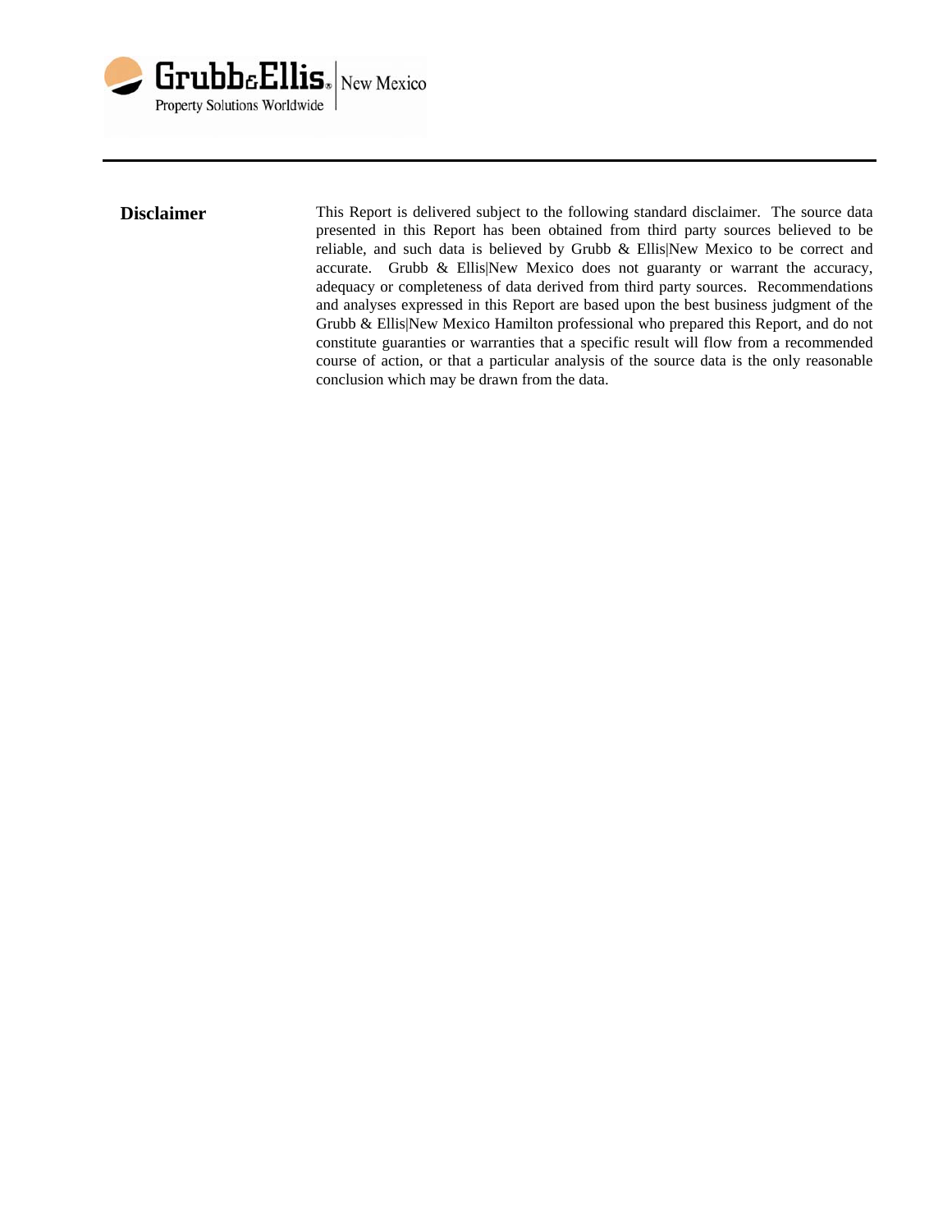Grubb&Ellis | New Mexico
Property Solutions Worldwide

---

**Disclaimer**

This Report is delivered subject to the following standard disclaimer. The source data presented in this Report has been obtained from third party sources believed to be reliable, and such data is believed by Grubb & Ellis|New Mexico to be correct and accurate. Grubb & Ellis|New Mexico does not guaranty or warrant the accuracy, adequacy or completeness of data derived from third party sources. Recommendations and analyses expressed in this Report are based upon the best business judgment of the Grubb & Ellis|New Mexico Hamilton professional who prepared this Report, and do not constitute guaranties or warranties that a specific result will flow from a recommended course of action, or that a particular analysis of the source data is the only reasonable conclusion which may be drawn from the data.